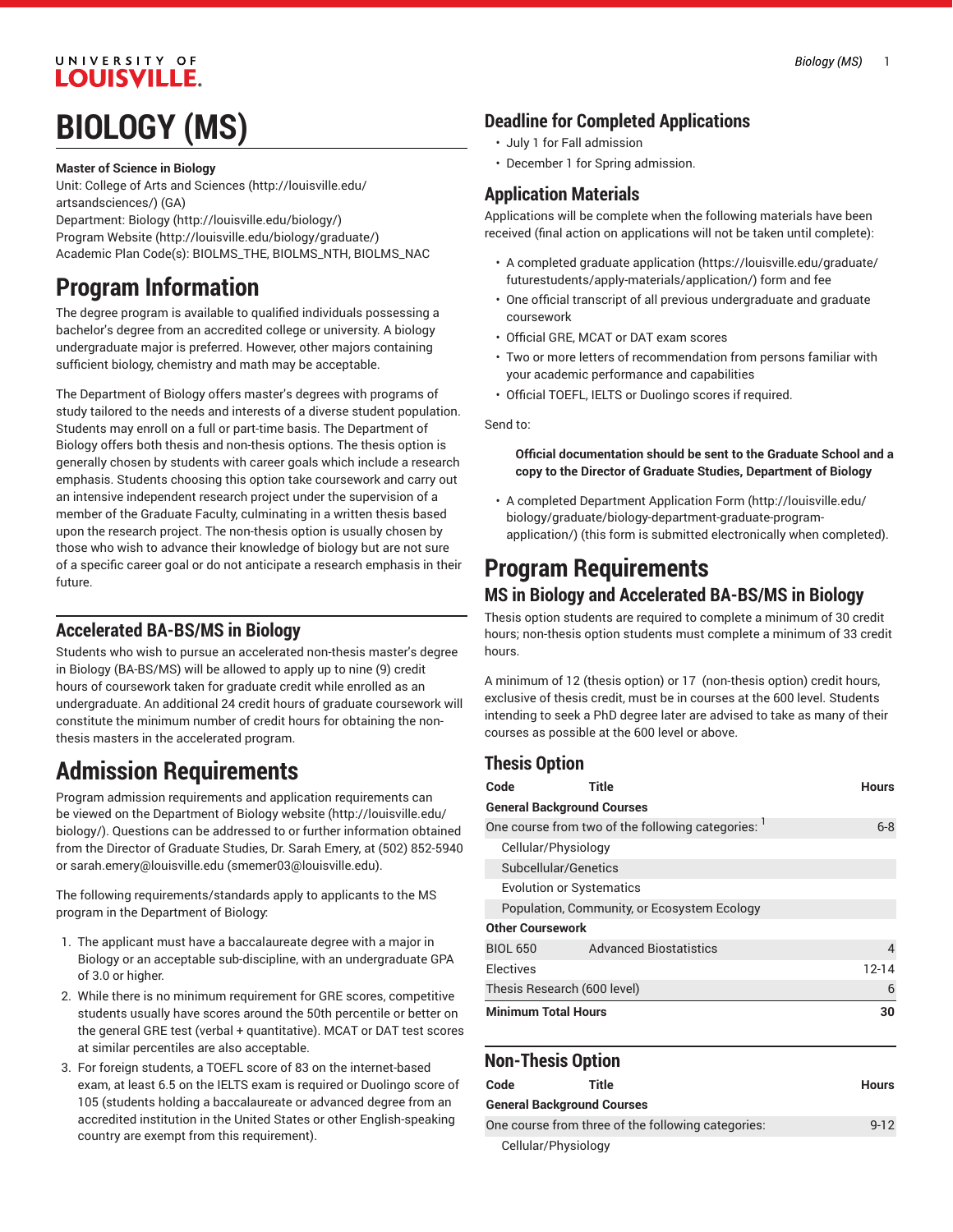# BIOLOGY (MS)

**Master of Science in Biology**
Unit: College of Arts and Sciences (http://louisville.edu/artsandsciences/) (GA)
Department: Biology (http://louisville.edu/biology/)
Program Website (http://louisville.edu/biology/graduate/)
Academic Plan Code(s): BIOLMS_THE, BIOLMS_NTH, BIOLMS_NAC

## Program Information

The degree program is available to qualified individuals possessing a bachelor's degree from an accredited college or university. A biology undergraduate major is preferred. However, other majors containing sufficient biology, chemistry and math may be acceptable.

The Department of Biology offers master's degrees with programs of study tailored to the needs and interests of a diverse student population. Students may enroll on a full or part-time basis. The Department of Biology offers both thesis and non-thesis options. The thesis option is generally chosen by students with career goals which include a research emphasis. Students choosing this option take coursework and carry out an intensive independent research project under the supervision of a member of the Graduate Faculty, culminating in a written thesis based upon the research project. The non-thesis option is usually chosen by those who wish to advance their knowledge of biology but are not sure of a specific career goal or do not anticipate a research emphasis in their future.

### Accelerated BA-BS/MS in Biology

Students who wish to pursue an accelerated non-thesis master's degree in Biology (BA-BS/MS) will be allowed to apply up to nine (9) credit hours of coursework taken for graduate credit while enrolled as an undergraduate. An additional 24 credit hours of graduate coursework will constitute the minimum number of credit hours for obtaining the non-thesis masters in the accelerated program.

## Admission Requirements

Program admission requirements and application requirements can be viewed on the Department of Biology website (http://louisville.edu/biology/). Questions can be addressed to or further information obtained from the Director of Graduate Studies, Dr. Sarah Emery, at (502) 852-5940 or sarah.emery@louisville.edu (smemer03@louisville.edu).

The following requirements/standards apply to applicants to the MS program in the Department of Biology:

1. The applicant must have a baccalaureate degree with a major in Biology or an acceptable sub-discipline, with an undergraduate GPA of 3.0 or higher.
2. While there is no minimum requirement for GRE scores, competitive students usually have scores around the 50th percentile or better on the general GRE test (verbal + quantitative). MCAT or DAT test scores at similar percentiles are also acceptable.
3. For foreign students, a TOEFL score of 83 on the internet-based exam, at least 6.5 on the IELTS exam is required or Duolingo score of 105 (students holding a baccalaureate or advanced degree from an accredited institution in the United States or other English-speaking country are exempt from this requirement).

### Deadline for Completed Applications

- July 1 for Fall admission
- December 1 for Spring admission.

### Application Materials

Applications will be complete when the following materials have been received (final action on applications will not be taken until complete):

- A completed graduate application (https://louisville.edu/graduate/futurestudents/apply-materials/application/) form and fee
- One official transcript of all previous undergraduate and graduate coursework
- Official GRE, MCAT or DAT exam scores
- Two or more letters of recommendation from persons familiar with your academic performance and capabilities
- Official TOEFL, IELTS or Duolingo scores if required.

Send to:

> **Official documentation should be sent to the Graduate School and a copy to the Director of Graduate Studies, Department of Biology**

- A completed Department Application Form (http://louisville.edu/biology/graduate/biology-department-graduate-program-application/) (this form is submitted electronically when completed).

## Program Requirements

### MS in Biology and Accelerated BA-BS/MS in Biology

Thesis option students are required to complete a minimum of 30 credit hours; non-thesis option students must complete a minimum of 33 credit hours.

A minimum of 12 (thesis option) or 17 (non-thesis option) credit hours, exclusive of thesis credit, must be in courses at the 600 level. Students intending to seek a PhD degree later are advised to take as many of their courses as possible at the 600 level or above.

### Thesis Option

| Code | Title | Hours |
|---|---|---|
| **General Background Courses** | | |
| One course from two of the following categories: [1] | | 6-8 |
| Cellular/Physiology | | |
| Subcellular/Genetics | | |
| Evolution or Systematics | | |
| Population, Community, or Ecosystem Ecology | | |
| **Other Coursework** | | |
| BIOL 650 | Advanced Biostatistics | 4 |
| Electives | | 12-14 |
| Thesis Research (600 level) | | 6 |
| **Minimum Total Hours** | | **30** |

### Non-Thesis Option

| Code | Title | Hours |
|---|---|---|
| **General Background Courses** | | |
| One course from three of the following categories: | | 9-12 |
| Cellular/Physiology | | |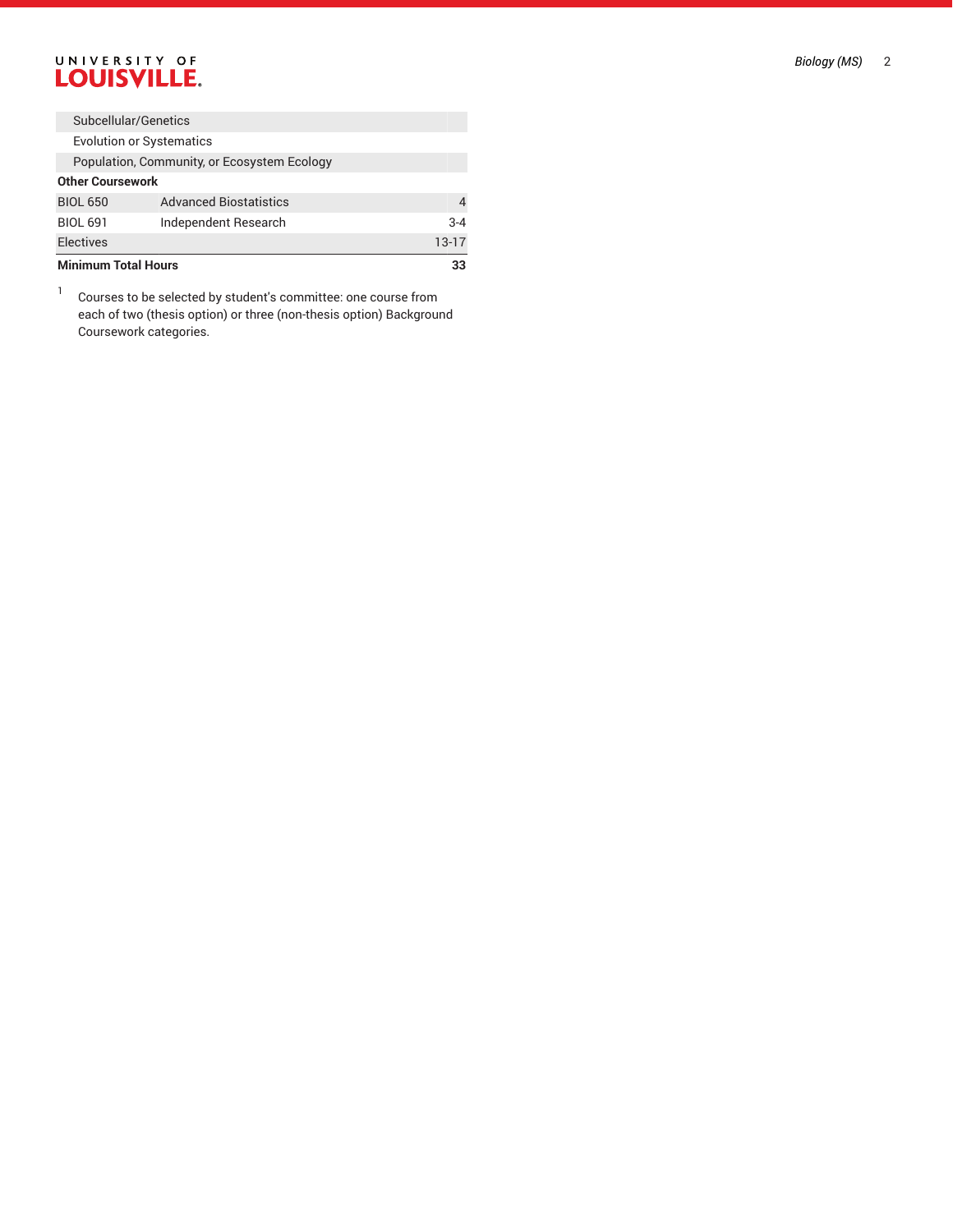| | | |
|---|---|---|
| Subcellular/Genetics | | |
| Evolution or Systematics | | |
| Population, Community, or Ecosystem Ecology | | |
| **Other Coursework** | | |
| BIOL 650 | Advanced Biostatistics | 4 |
| BIOL 691 | Independent Research | 3-4 |
| Electives | | 13-17 |
| **Minimum Total Hours** | | **33** |

[1] Courses to be selected by student's committee: one course from each of two (thesis option) or three (non-thesis option) Background Coursework categories.